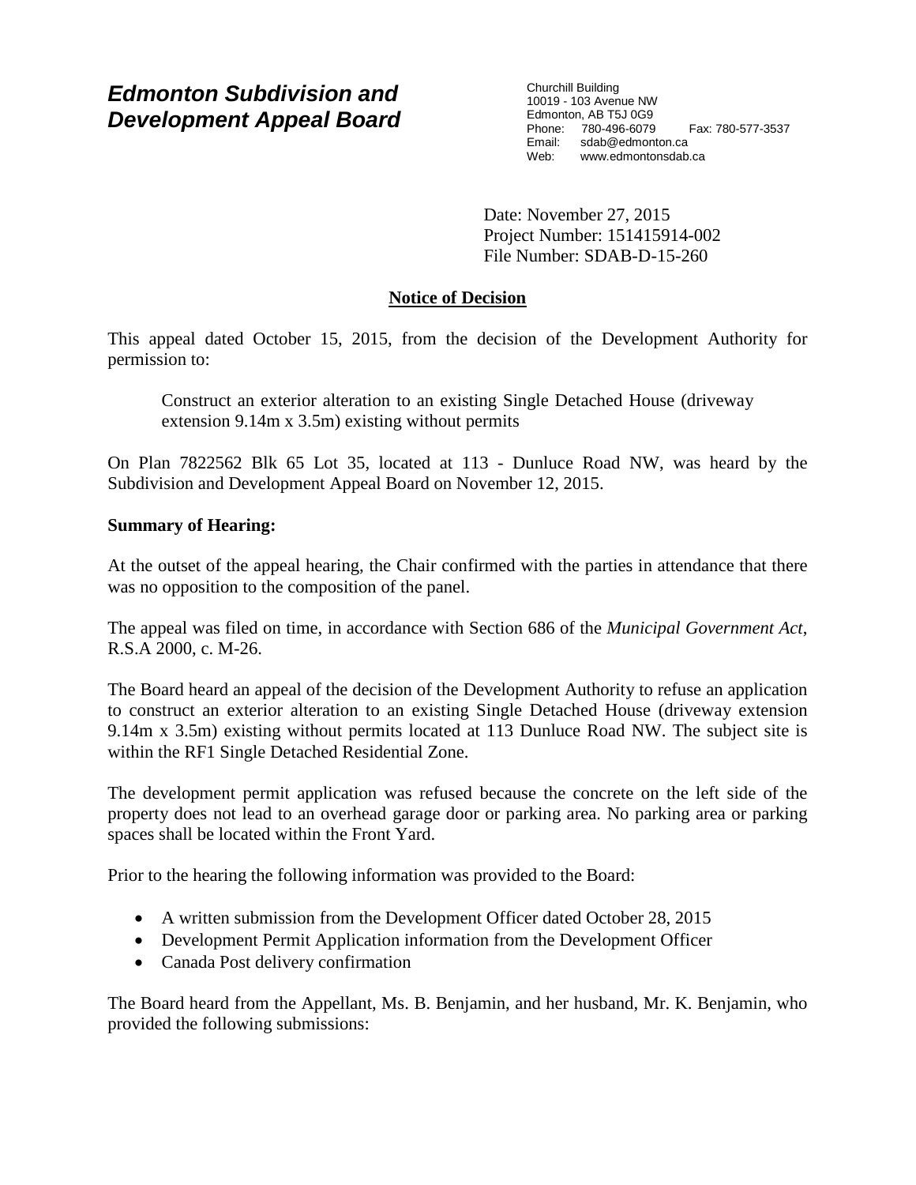# *Edmonton Subdivision and Development Appeal Board*

Churchill Building
10019 - 103 Avenue NW
Edmonton, AB T5J 0G9
Phone: 780-496-6079 Fax: 780-577-3537
Email: sdab@edmonton.ca
Web: www.edmontonsdab.ca

Date: November 27, 2015
Project Number: 151415914-002
File Number: SDAB-D-15-260

## Notice of Decision

This appeal dated October 15, 2015, from the decision of the Development Authority for permission to:

> Construct an exterior alteration to an existing Single Detached House (driveway extension 9.14m x 3.5m) existing without permits

On Plan 7822562 Blk 65 Lot 35, located at 113 - Dunluce Road NW, was heard by the Subdivision and Development Appeal Board on November 12, 2015.

**Summary of Hearing:**

At the outset of the appeal hearing, the Chair confirmed with the parties in attendance that there was no opposition to the composition of the panel.

The appeal was filed on time, in accordance with Section 686 of the *Municipal Government Act*, R.S.A 2000, c. M-26.

The Board heard an appeal of the decision of the Development Authority to refuse an application to construct an exterior alteration to an existing Single Detached House (driveway extension 9.14m x 3.5m) existing without permits located at 113 Dunluce Road NW. The subject site is within the RF1 Single Detached Residential Zone.

The development permit application was refused because the concrete on the left side of the property does not lead to an overhead garage door or parking area. No parking area or parking spaces shall be located within the Front Yard.

Prior to the hearing the following information was provided to the Board:

- A written submission from the Development Officer dated October 28, 2015
- Development Permit Application information from the Development Officer
- Canada Post delivery confirmation

The Board heard from the Appellant, Ms. B. Benjamin, and her husband, Mr. K. Benjamin, who provided the following submissions: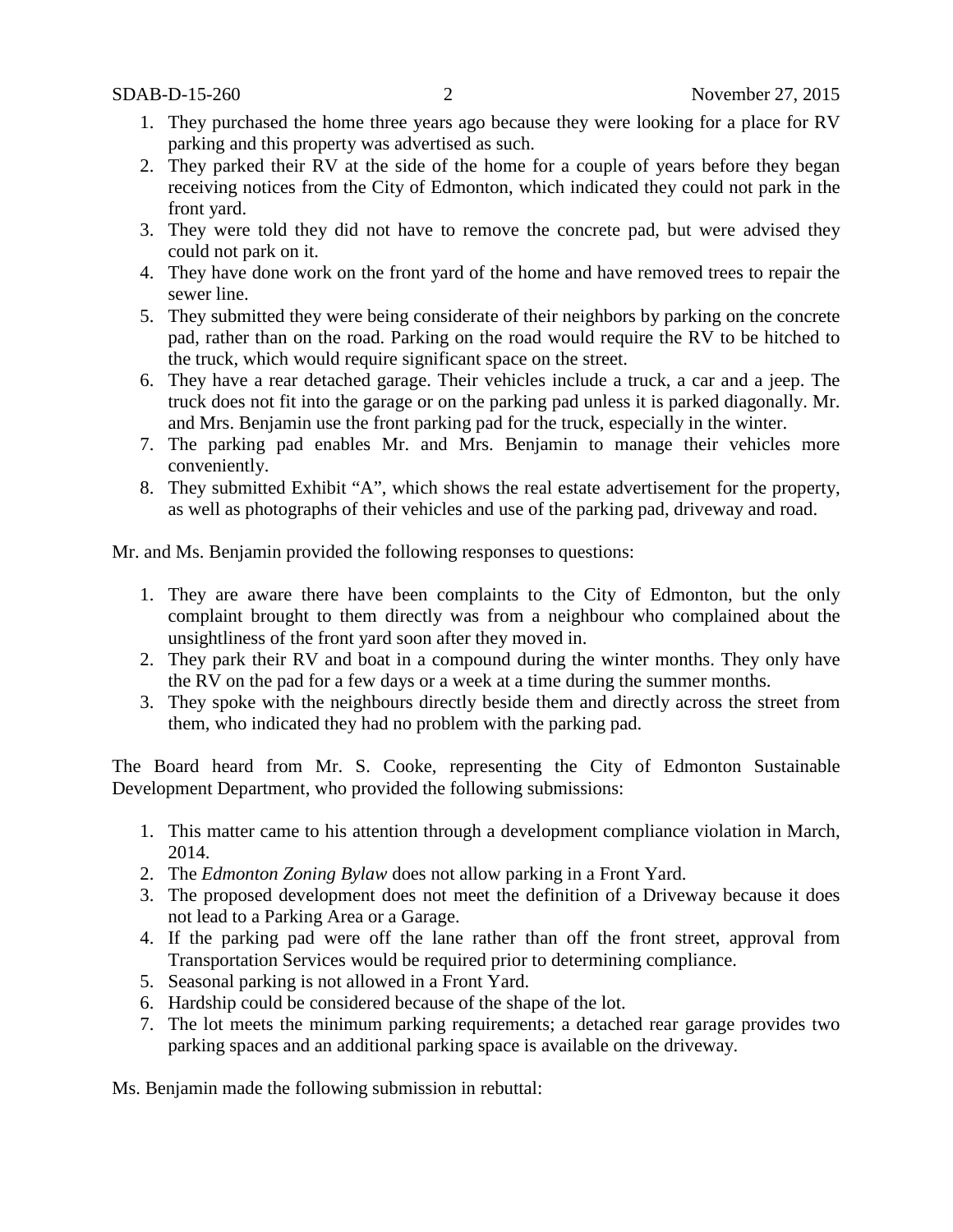1. They purchased the home three years ago because they were looking for a place for RV parking and this property was advertised as such.
2. They parked their RV at the side of the home for a couple of years before they began receiving notices from the City of Edmonton, which indicated they could not park in the front yard.
3. They were told they did not have to remove the concrete pad, but were advised they could not park on it.
4. They have done work on the front yard of the home and have removed trees to repair the sewer line.
5. They submitted they were being considerate of their neighbors by parking on the concrete pad, rather than on the road. Parking on the road would require the RV to be hitched to the truck, which would require significant space on the street.
6. They have a rear detached garage. Their vehicles include a truck, a car and a jeep. The truck does not fit into the garage or on the parking pad unless it is parked diagonally. Mr. and Mrs. Benjamin use the front parking pad for the truck, especially in the winter.
7. The parking pad enables Mr. and Mrs. Benjamin to manage their vehicles more conveniently.
8. They submitted Exhibit "A", which shows the real estate advertisement for the property, as well as photographs of their vehicles and use of the parking pad, driveway and road.

Mr. and Ms. Benjamin provided the following responses to questions:

1. They are aware there have been complaints to the City of Edmonton, but the only complaint brought to them directly was from a neighbour who complained about the unsightliness of the front yard soon after they moved in.
2. They park their RV and boat in a compound during the winter months. They only have the RV on the pad for a few days or a week at a time during the summer months.
3. They spoke with the neighbours directly beside them and directly across the street from them, who indicated they had no problem with the parking pad.

The Board heard from Mr. S. Cooke, representing the City of Edmonton Sustainable Development Department, who provided the following submissions:

1. This matter came to his attention through a development compliance violation in March, 2014.
2. The *Edmonton Zoning Bylaw* does not allow parking in a Front Yard.
3. The proposed development does not meet the definition of a Driveway because it does not lead to a Parking Area or a Garage.
4. If the parking pad were off the lane rather than off the front street, approval from Transportation Services would be required prior to determining compliance.
5. Seasonal parking is not allowed in a Front Yard.
6. Hardship could be considered because of the shape of the lot.
7. The lot meets the minimum parking requirements; a detached rear garage provides two parking spaces and an additional parking space is available on the driveway.

Ms. Benjamin made the following submission in rebuttal: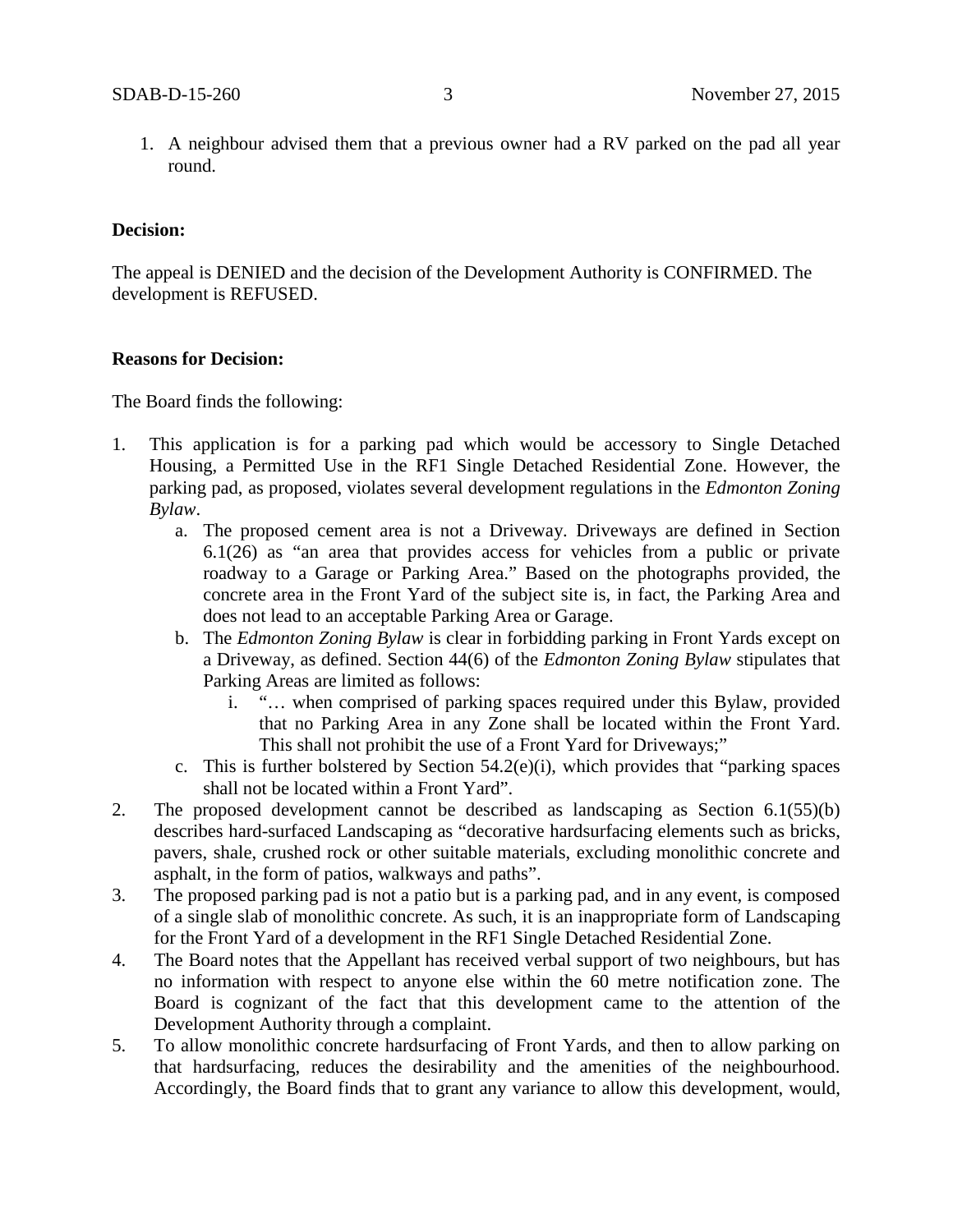1. A neighbour advised them that a previous owner had a RV parked on the pad all year round.

**Decision:**

The appeal is DENIED and the decision of the Development Authority is CONFIRMED. The development is REFUSED.

**Reasons for Decision:**

The Board finds the following:

1. This application is for a parking pad which would be accessory to Single Detached Housing, a Permitted Use in the RF1 Single Detached Residential Zone. However, the parking pad, as proposed, violates several development regulations in the *Edmonton Zoning Bylaw*.
   a. The proposed cement area is not a Driveway. Driveways are defined in Section 6.1(26) as "an area that provides access for vehicles from a public or private roadway to a Garage or Parking Area." Based on the photographs provided, the concrete area in the Front Yard of the subject site is, in fact, the Parking Area and does not lead to an acceptable Parking Area or Garage.
   b. The *Edmonton Zoning Bylaw* is clear in forbidding parking in Front Yards except on a Driveway, as defined. Section 44(6) of the *Edmonton Zoning Bylaw* stipulates that Parking Areas are limited as follows:
      i. "… when comprised of parking spaces required under this Bylaw, provided that no Parking Area in any Zone shall be located within the Front Yard. This shall not prohibit the use of a Front Yard for Driveways;"
   c. This is further bolstered by Section 54.2(e)(i), which provides that "parking spaces shall not be located within a Front Yard".
2. The proposed development cannot be described as landscaping as Section 6.1(55)(b) describes hard-surfaced Landscaping as "decorative hardsurfacing elements such as bricks, pavers, shale, crushed rock or other suitable materials, excluding monolithic concrete and asphalt, in the form of patios, walkways and paths".
3. The proposed parking pad is not a patio but is a parking pad, and in any event, is composed of a single slab of monolithic concrete. As such, it is an inappropriate form of Landscaping for the Front Yard of a development in the RF1 Single Detached Residential Zone.
4. The Board notes that the Appellant has received verbal support of two neighbours, but has no information with respect to anyone else within the 60 metre notification zone. The Board is cognizant of the fact that this development came to the attention of the Development Authority through a complaint.
5. To allow monolithic concrete hardsurfacing of Front Yards, and then to allow parking on that hardsurfacing, reduces the desirability and the amenities of the neighbourhood. Accordingly, the Board finds that to grant any variance to allow this development, would,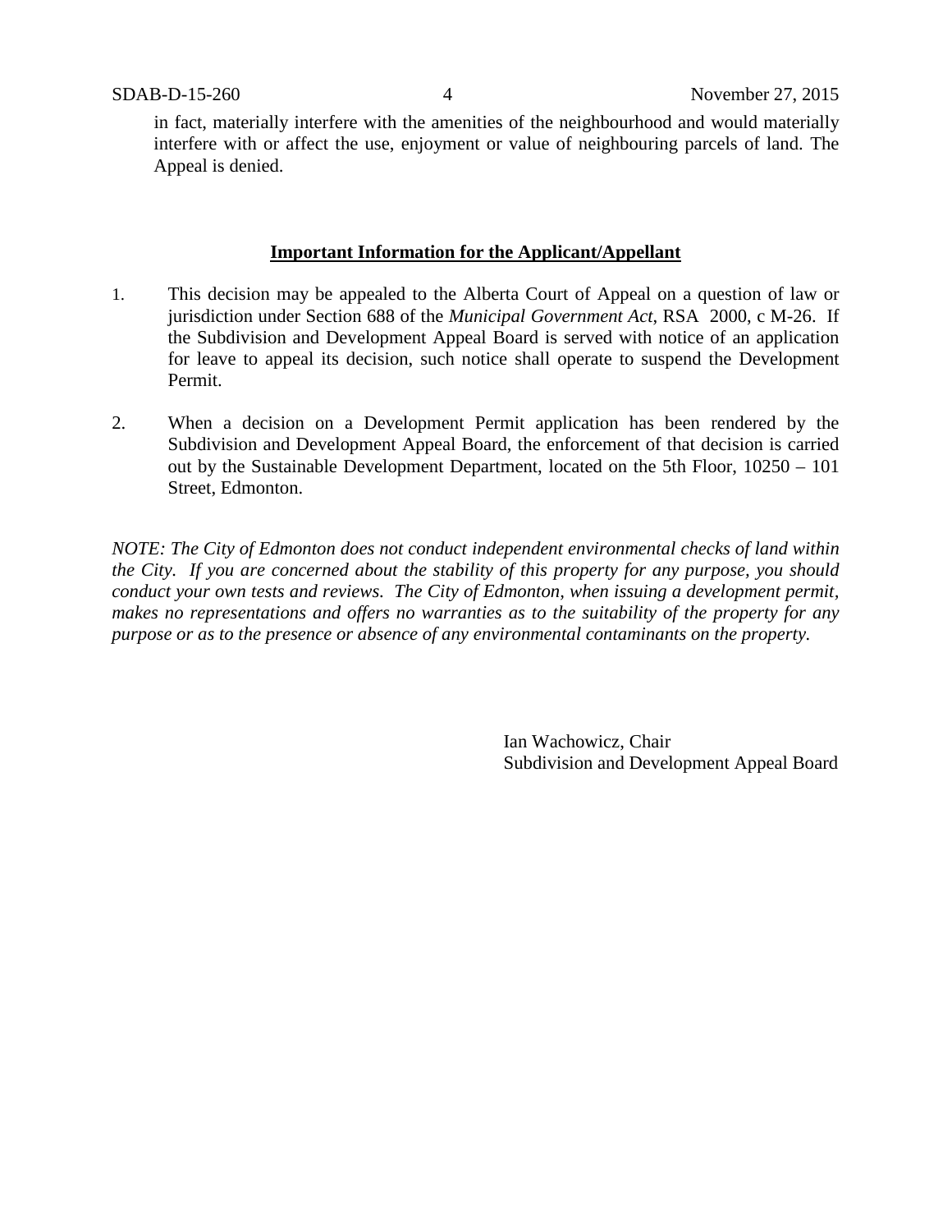in fact, materially interfere with the amenities of the neighbourhood and would materially interfere with or affect the use, enjoyment or value of neighbouring parcels of land. The Appeal is denied.

**Important Information for the Applicant/Appellant**

1. This decision may be appealed to the Alberta Court of Appeal on a question of law or jurisdiction under Section 688 of the *Municipal Government Act*, RSA 2000, c M-26. If the Subdivision and Development Appeal Board is served with notice of an application for leave to appeal its decision, such notice shall operate to suspend the Development Permit.

2. When a decision on a Development Permit application has been rendered by the Subdivision and Development Appeal Board, the enforcement of that decision is carried out by the Sustainable Development Department, located on the 5th Floor, 10250 – 101 Street, Edmonton.

*NOTE: The City of Edmonton does not conduct independent environmental checks of land within the City. If you are concerned about the stability of this property for any purpose, you should conduct your own tests and reviews. The City of Edmonton, when issuing a development permit, makes no representations and offers no warranties as to the suitability of the property for any purpose or as to the presence or absence of any environmental contaminants on the property.*

Ian Wachowicz, Chair
Subdivision and Development Appeal Board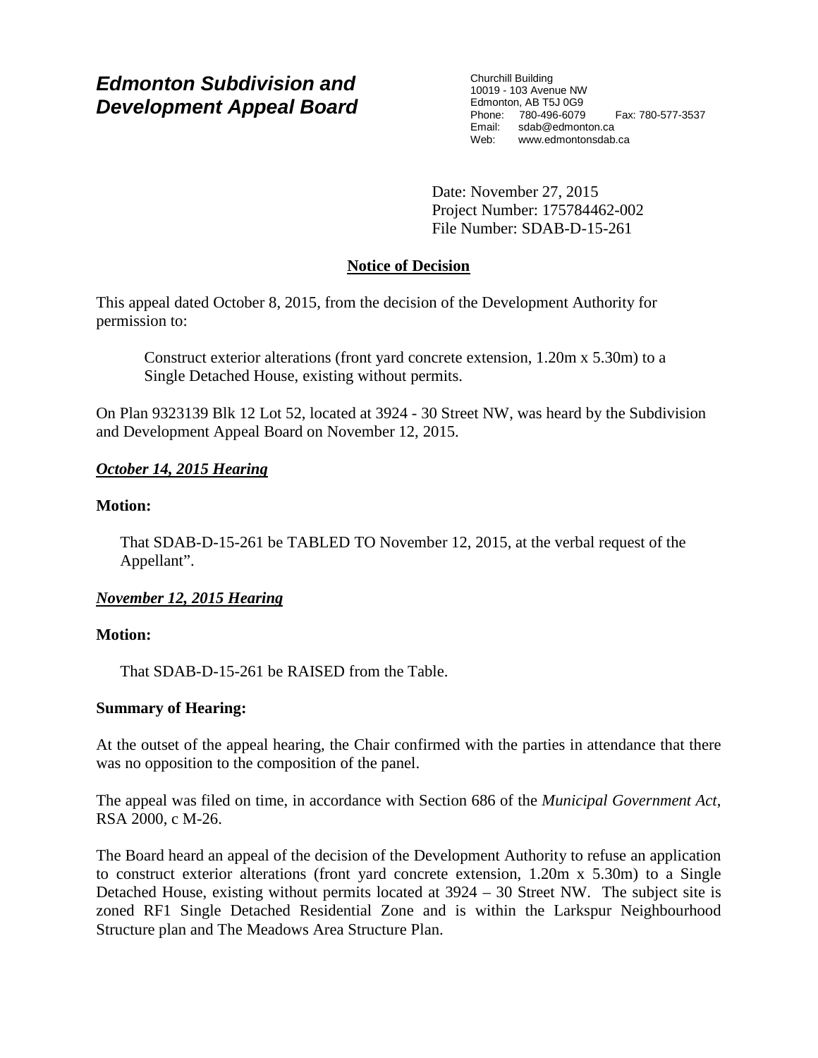## *Edmonton Subdivision and Development Appeal Board*

Churchill Building
10019 - 103 Avenue NW
Edmonton, AB T5J 0G9
Phone: 780-496-6079 Fax: 780-577-3537
Email: sdab@edmonton.ca
Web: www.edmontonsdab.ca

Date: November 27, 2015
Project Number: 175784462-002
File Number: SDAB-D-15-261

**Notice of Decision**

This appeal dated October 8, 2015, from the decision of the Development Authority for permission to:

> Construct exterior alterations (front yard concrete extension, 1.20m x 5.30m) to a Single Detached House, existing without permits.

On Plan 9323139 Blk 12 Lot 52, located at 3924 - 30 Street NW, was heard by the Subdivision and Development Appeal Board on November 12, 2015.

***October 14, 2015 Hearing***

**Motion:**

> That SDAB-D-15-261 be TABLED TO November 12, 2015, at the verbal request of the Appellant".

***November 12, 2015 Hearing***

**Motion:**

> That SDAB-D-15-261 be RAISED from the Table.

**Summary of Hearing:**

At the outset of the appeal hearing, the Chair confirmed with the parties in attendance that there was no opposition to the composition of the panel.

The appeal was filed on time, in accordance with Section 686 of the *Municipal Government Act*, RSA 2000, c M-26.

The Board heard an appeal of the decision of the Development Authority to refuse an application to construct exterior alterations (front yard concrete extension, 1.20m x 5.30m) to a Single Detached House, existing without permits located at 3924 – 30 Street NW. The subject site is zoned RF1 Single Detached Residential Zone and is within the Larkspur Neighbourhood Structure plan and The Meadows Area Structure Plan.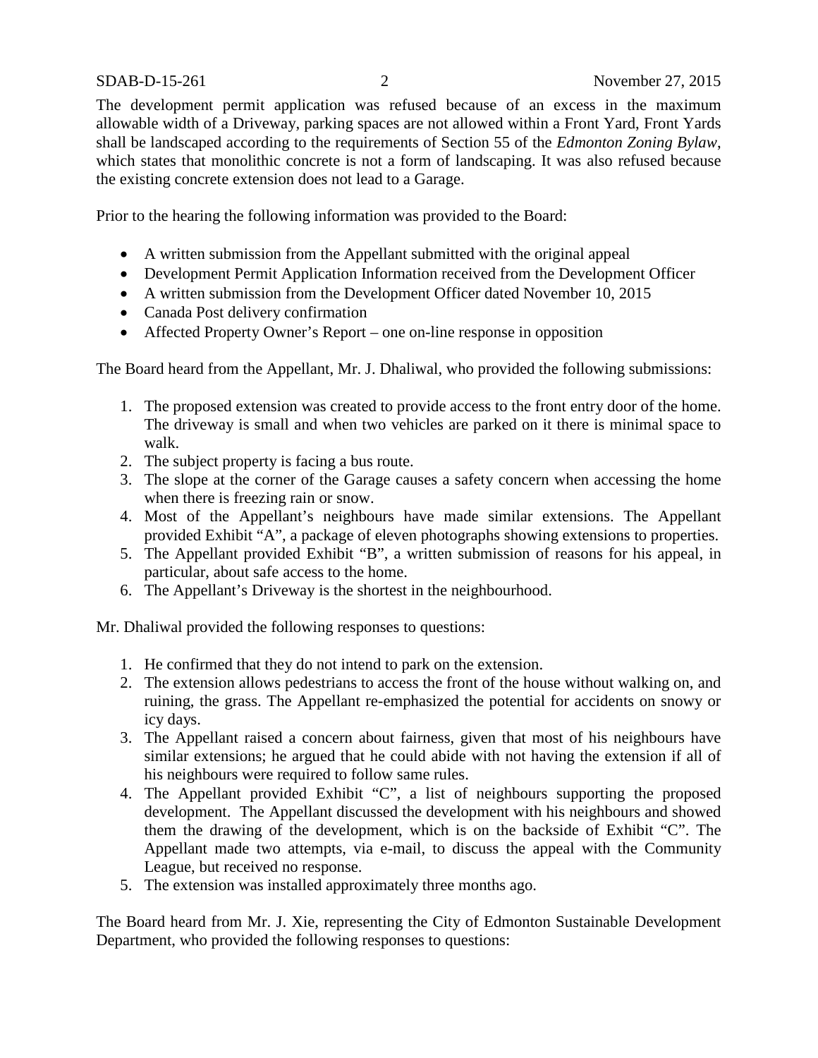The development permit application was refused because of an excess in the maximum allowable width of a Driveway, parking spaces are not allowed within a Front Yard, Front Yards shall be landscaped according to the requirements of Section 55 of the *Edmonton Zoning Bylaw*, which states that monolithic concrete is not a form of landscaping. It was also refused because the existing concrete extension does not lead to a Garage.

Prior to the hearing the following information was provided to the Board:

- A written submission from the Appellant submitted with the original appeal
- Development Permit Application Information received from the Development Officer
- A written submission from the Development Officer dated November 10, 2015
- Canada Post delivery confirmation
- Affected Property Owner's Report – one on-line response in opposition

The Board heard from the Appellant, Mr. J. Dhaliwal, who provided the following submissions:

1. The proposed extension was created to provide access to the front entry door of the home. The driveway is small and when two vehicles are parked on it there is minimal space to walk.
2. The subject property is facing a bus route.
3. The slope at the corner of the Garage causes a safety concern when accessing the home when there is freezing rain or snow.
4. Most of the Appellant's neighbours have made similar extensions. The Appellant provided Exhibit "A", a package of eleven photographs showing extensions to properties.
5. The Appellant provided Exhibit "B", a written submission of reasons for his appeal, in particular, about safe access to the home.
6. The Appellant's Driveway is the shortest in the neighbourhood.

Mr. Dhaliwal provided the following responses to questions:

1. He confirmed that they do not intend to park on the extension.
2. The extension allows pedestrians to access the front of the house without walking on, and ruining, the grass. The Appellant re-emphasized the potential for accidents on snowy or icy days.
3. The Appellant raised a concern about fairness, given that most of his neighbours have similar extensions; he argued that he could abide with not having the extension if all of his neighbours were required to follow same rules.
4. The Appellant provided Exhibit "C", a list of neighbours supporting the proposed development. The Appellant discussed the development with his neighbours and showed them the drawing of the development, which is on the backside of Exhibit "C". The Appellant made two attempts, via e-mail, to discuss the appeal with the Community League, but received no response.
5. The extension was installed approximately three months ago.

The Board heard from Mr. J. Xie, representing the City of Edmonton Sustainable Development Department, who provided the following responses to questions: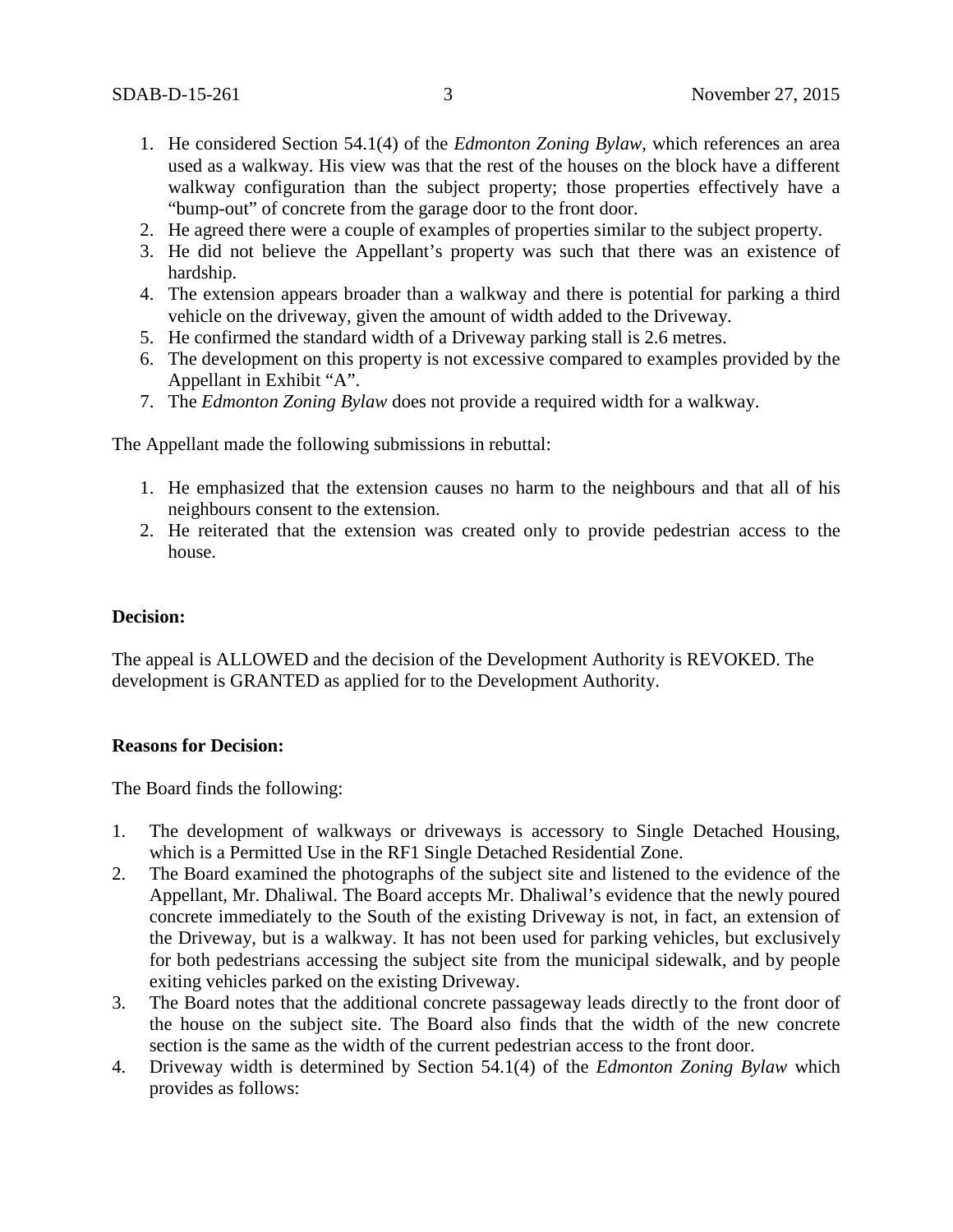1. He considered Section 54.1(4) of the *Edmonton Zoning Bylaw*, which references an area used as a walkway. His view was that the rest of the houses on the block have a different walkway configuration than the subject property; those properties effectively have a "bump-out" of concrete from the garage door to the front door.
2. He agreed there were a couple of examples of properties similar to the subject property.
3. He did not believe the Appellant's property was such that there was an existence of hardship.
4. The extension appears broader than a walkway and there is potential for parking a third vehicle on the driveway, given the amount of width added to the Driveway.
5. He confirmed the standard width of a Driveway parking stall is 2.6 metres.
6. The development on this property is not excessive compared to examples provided by the Appellant in Exhibit "A".
7. The *Edmonton Zoning Bylaw* does not provide a required width for a walkway.

The Appellant made the following submissions in rebuttal:

1. He emphasized that the extension causes no harm to the neighbours and that all of his neighbours consent to the extension.
2. He reiterated that the extension was created only to provide pedestrian access to the house.

**Decision:**

The appeal is ALLOWED and the decision of the Development Authority is REVOKED. The development is GRANTED as applied for to the Development Authority.

**Reasons for Decision:**

The Board finds the following:

1. The development of walkways or driveways is accessory to Single Detached Housing, which is a Permitted Use in the RF1 Single Detached Residential Zone.
2. The Board examined the photographs of the subject site and listened to the evidence of the Appellant, Mr. Dhaliwal. The Board accepts Mr. Dhaliwal's evidence that the newly poured concrete immediately to the South of the existing Driveway is not, in fact, an extension of the Driveway, but is a walkway. It has not been used for parking vehicles, but exclusively for both pedestrians accessing the subject site from the municipal sidewalk, and by people exiting vehicles parked on the existing Driveway.
3. The Board notes that the additional concrete passageway leads directly to the front door of the house on the subject site. The Board also finds that the width of the new concrete section is the same as the width of the current pedestrian access to the front door.
4. Driveway width is determined by Section 54.1(4) of the *Edmonton Zoning Bylaw* which provides as follows: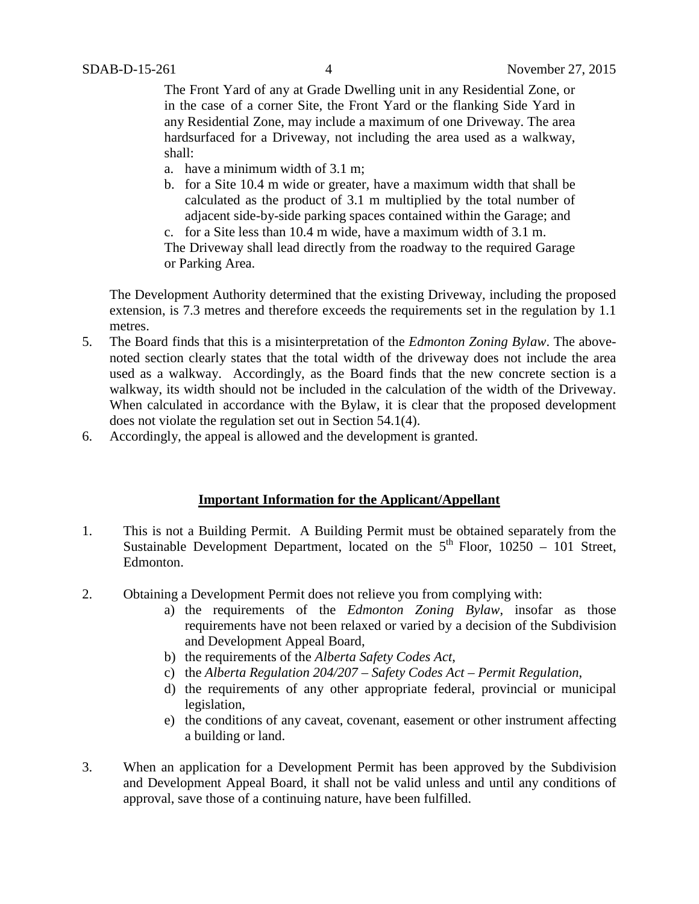> The Front Yard of any at Grade Dwelling unit in any Residential Zone, or in the case of a corner Site, the Front Yard or the flanking Side Yard in any Residential Zone, may include a maximum of one Driveway. The area hardsurfaced for a Driveway, not including the area used as a walkway, shall:
>
> a. have a minimum width of 3.1 m;
>
> b. for a Site 10.4 m wide or greater, have a maximum width that shall be calculated as the product of 3.1 m multiplied by the total number of adjacent side-by-side parking spaces contained within the Garage; and
>
> c. for a Site less than 10.4 m wide, have a maximum width of 3.1 m.
>
> The Driveway shall lead directly from the roadway to the required Garage or Parking Area.

The Development Authority determined that the existing Driveway, including the proposed extension, is 7.3 metres and therefore exceeds the requirements set in the regulation by 1.1 metres.

5. The Board finds that this is a misinterpretation of the *Edmonton Zoning Bylaw*. The above-noted section clearly states that the total width of the driveway does not include the area used as a walkway. Accordingly, as the Board finds that the new concrete section is a walkway, its width should not be included in the calculation of the width of the Driveway. When calculated in accordance with the Bylaw, it is clear that the proposed development does not violate the regulation set out in Section 54.1(4).
6. Accordingly, the appeal is allowed and the development is granted.

## **Important Information for the Applicant/Appellant**

1. This is not a Building Permit. A Building Permit must be obtained separately from the Sustainable Development Department, located on the 5th Floor, 10250 – 101 Street, Edmonton.

2. Obtaining a Development Permit does not relieve you from complying with:
   a) the requirements of the *Edmonton Zoning Bylaw*, insofar as those requirements have not been relaxed or varied by a decision of the Subdivision and Development Appeal Board,
   b) the requirements of the *Alberta Safety Codes Act*,
   c) the *Alberta Regulation 204/207 – Safety Codes Act – Permit Regulation*,
   d) the requirements of any other appropriate federal, provincial or municipal legislation,
   e) the conditions of any caveat, covenant, easement or other instrument affecting a building or land.

3. When an application for a Development Permit has been approved by the Subdivision and Development Appeal Board, it shall not be valid unless and until any conditions of approval, save those of a continuing nature, have been fulfilled.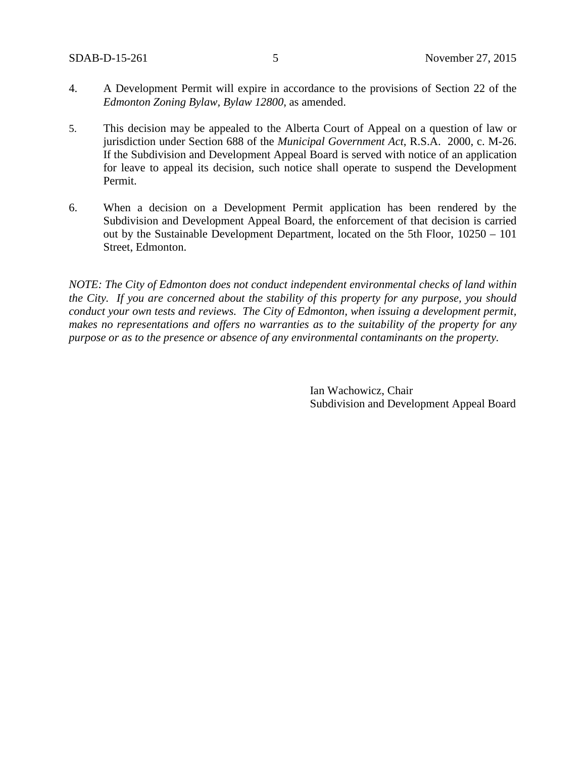4. A Development Permit will expire in accordance to the provisions of Section 22 of the *Edmonton Zoning Bylaw, Bylaw 12800*, as amended.

5. This decision may be appealed to the Alberta Court of Appeal on a question of law or jurisdiction under Section 688 of the *Municipal Government Act*, R.S.A. 2000, c. M-26. If the Subdivision and Development Appeal Board is served with notice of an application for leave to appeal its decision, such notice shall operate to suspend the Development Permit.

6. When a decision on a Development Permit application has been rendered by the Subdivision and Development Appeal Board, the enforcement of that decision is carried out by the Sustainable Development Department, located on the 5th Floor, 10250 – 101 Street, Edmonton.

*NOTE: The City of Edmonton does not conduct independent environmental checks of land within the City. If you are concerned about the stability of this property for any purpose, you should conduct your own tests and reviews. The City of Edmonton, when issuing a development permit, makes no representations and offers no warranties as to the suitability of the property for any purpose or as to the presence or absence of any environmental contaminants on the property.*

Ian Wachowicz, Chair
Subdivision and Development Appeal Board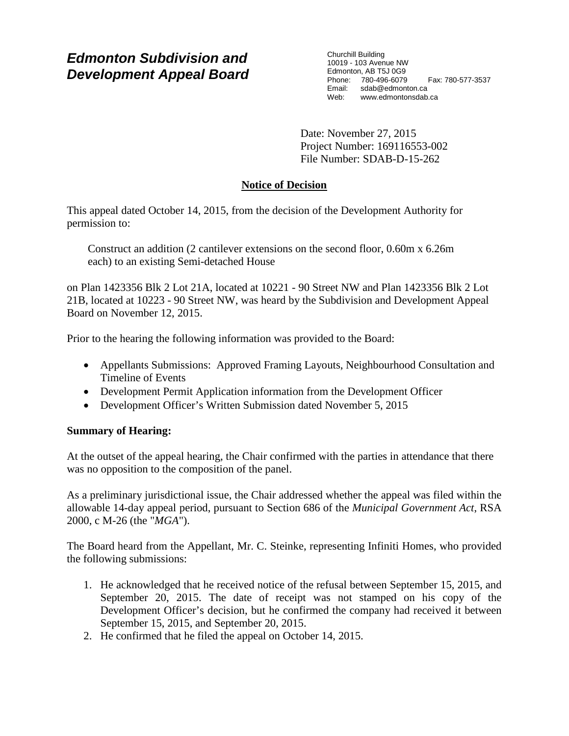# Edmonton Subdivision and Development Appeal Board

Churchill Building
10019 - 103 Avenue NW
Edmonton, AB T5J 0G9
Phone: 780-496-6079 Fax: 780-577-3537
Email: sdab@edmonton.ca
Web: www.edmontonsdab.ca

Date: November 27, 2015
Project Number: 169116553-002
File Number: SDAB-D-15-262

## Notice of Decision

This appeal dated October 14, 2015, from the decision of the Development Authority for permission to:

> Construct an addition (2 cantilever extensions on the second floor, 0.60m x 6.26m each) to an existing Semi-detached House

on Plan 1423356 Blk 2 Lot 21A, located at 10221 - 90 Street NW and Plan 1423356 Blk 2 Lot 21B, located at 10223 - 90 Street NW, was heard by the Subdivision and Development Appeal Board on November 12, 2015.

Prior to the hearing the following information was provided to the Board:

- Appellants Submissions: Approved Framing Layouts, Neighbourhood Consultation and Timeline of Events
- Development Permit Application information from the Development Officer
- Development Officer's Written Submission dated November 5, 2015

**Summary of Hearing:**

At the outset of the appeal hearing, the Chair confirmed with the parties in attendance that there was no opposition to the composition of the panel.

As a preliminary jurisdictional issue, the Chair addressed whether the appeal was filed within the allowable 14-day appeal period, pursuant to Section 686 of the *Municipal Government Act*, RSA 2000, c M-26 (the "*MGA*").

The Board heard from the Appellant, Mr. C. Steinke, representing Infiniti Homes, who provided the following submissions:

1. He acknowledged that he received notice of the refusal between September 15, 2015, and September 20, 2015. The date of receipt was not stamped on his copy of the Development Officer's decision, but he confirmed the company had received it between September 15, 2015, and September 20, 2015.
2. He confirmed that he filed the appeal on October 14, 2015.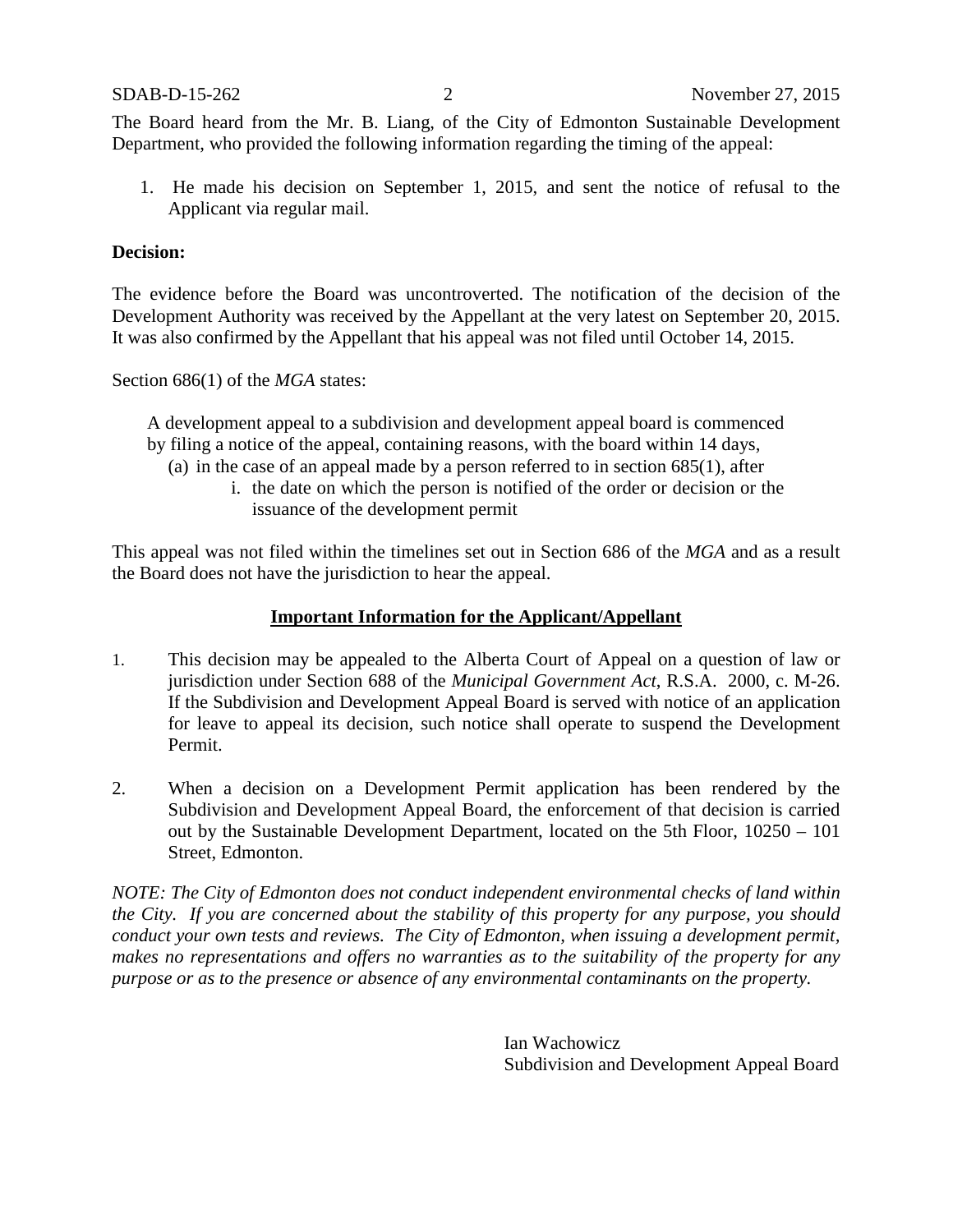The Board heard from the Mr. B. Liang, of the City of Edmonton Sustainable Development Department, who provided the following information regarding the timing of the appeal:

1. He made his decision on September 1, 2015, and sent the notice of refusal to the Applicant via regular mail.

**Decision:**

The evidence before the Board was uncontroverted. The notification of the decision of the Development Authority was received by the Appellant at the very latest on September 20, 2015. It was also confirmed by the Appellant that his appeal was not filed until October 14, 2015.

Section 686(1) of the *MGA* states:

> A development appeal to a subdivision and development appeal board is commenced by filing a notice of the appeal, containing reasons, with the board within 14 days,
>
> (a) in the case of an appeal made by a person referred to in section 685(1), after
>
> i. the date on which the person is notified of the order or decision or the issuance of the development permit

This appeal was not filed within the timelines set out in Section 686 of the *MGA* and as a result the Board does not have the jurisdiction to hear the appeal.

## Important Information for the Applicant/Appellant

1. This decision may be appealed to the Alberta Court of Appeal on a question of law or jurisdiction under Section 688 of the *Municipal Government Act*, R.S.A. 2000, c. M-26. If the Subdivision and Development Appeal Board is served with notice of an application for leave to appeal its decision, such notice shall operate to suspend the Development Permit.

2. When a decision on a Development Permit application has been rendered by the Subdivision and Development Appeal Board, the enforcement of that decision is carried out by the Sustainable Development Department, located on the 5th Floor, 10250 – 101 Street, Edmonton.

*NOTE: The City of Edmonton does not conduct independent environmental checks of land within the City. If you are concerned about the stability of this property for any purpose, you should conduct your own tests and reviews. The City of Edmonton, when issuing a development permit, makes no representations and offers no warranties as to the suitability of the property for any purpose or as to the presence or absence of any environmental contaminants on the property.*

Ian Wachowicz
Subdivision and Development Appeal Board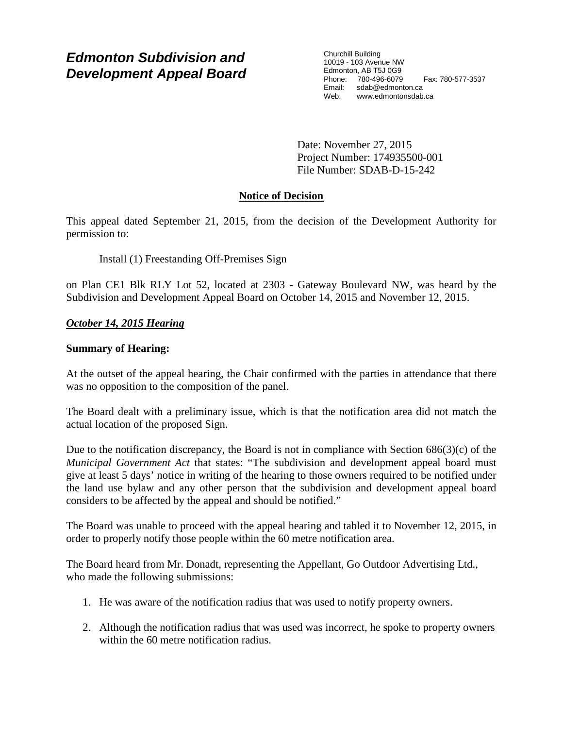# Edmonton Subdivision and Development Appeal Board

Churchill Building
10019 - 103 Avenue NW
Edmonton, AB T5J 0G9
Phone: 780-496-6079 Fax: 780-577-3537
Email: sdab@edmonton.ca
Web: www.edmontonsdab.ca

Date: November 27, 2015
Project Number: 174935500-001
File Number: SDAB-D-15-242

## Notice of Decision

This appeal dated September 21, 2015, from the decision of the Development Authority for permission to:

Install (1) Freestanding Off-Premises Sign

on Plan CE1 Blk RLY Lot 52, located at 2303 - Gateway Boulevard NW, was heard by the Subdivision and Development Appeal Board on October 14, 2015 and November 12, 2015.

### *October 14, 2015 Hearing*

**Summary of Hearing:**

At the outset of the appeal hearing, the Chair confirmed with the parties in attendance that there was no opposition to the composition of the panel.

The Board dealt with a preliminary issue, which is that the notification area did not match the actual location of the proposed Sign.

Due to the notification discrepancy, the Board is not in compliance with Section 686(3)(c) of the *Municipal Government Act* that states: "The subdivision and development appeal board must give at least 5 days' notice in writing of the hearing to those owners required to be notified under the land use bylaw and any other person that the subdivision and development appeal board considers to be affected by the appeal and should be notified."

The Board was unable to proceed with the appeal hearing and tabled it to November 12, 2015, in order to properly notify those people within the 60 metre notification area.

The Board heard from Mr. Donadt, representing the Appellant, Go Outdoor Advertising Ltd., who made the following submissions:

1. He was aware of the notification radius that was used to notify property owners.
2. Although the notification radius that was used was incorrect, he spoke to property owners within the 60 metre notification radius.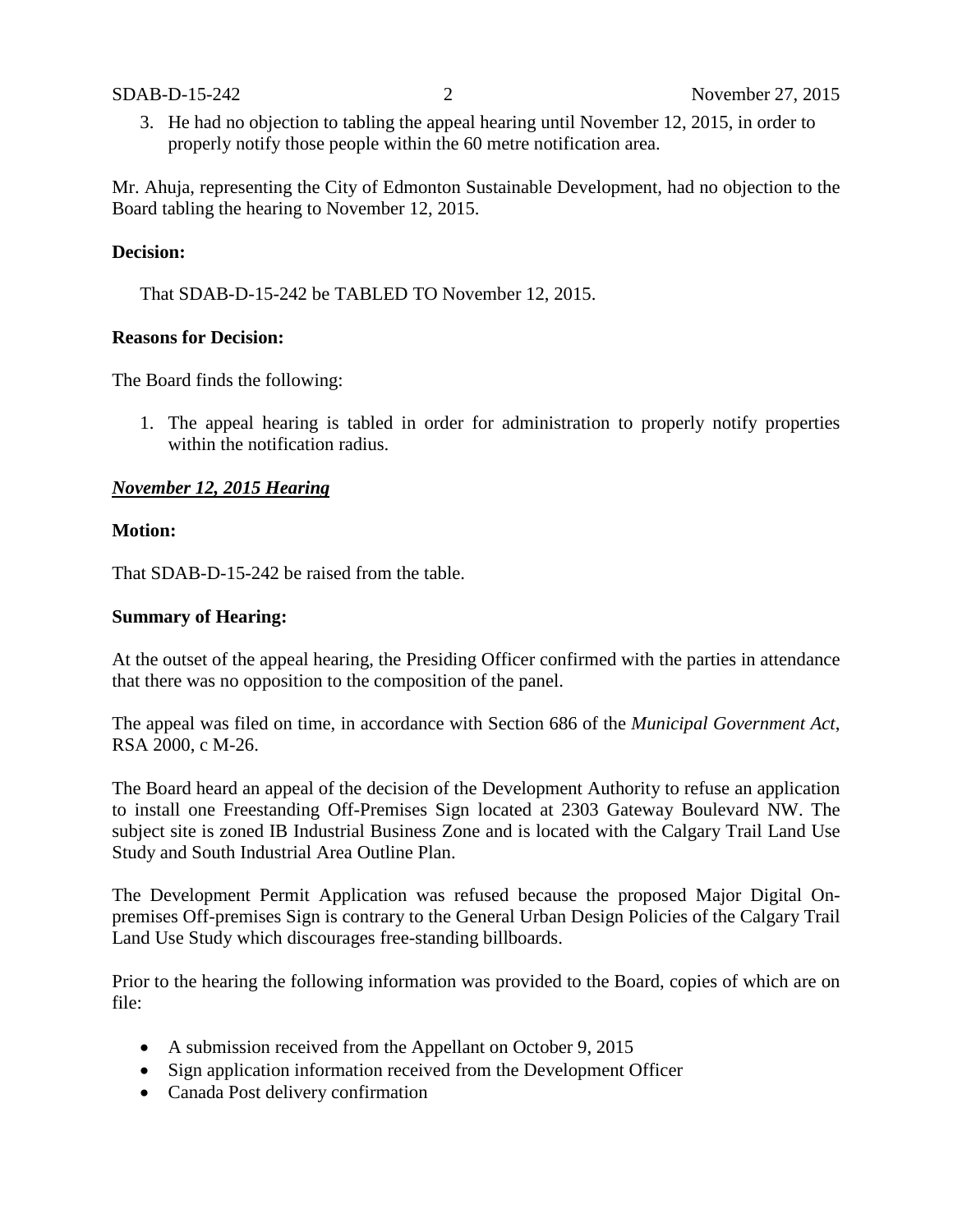3. He had no objection to tabling the appeal hearing until November 12, 2015, in order to properly notify those people within the 60 metre notification area.

Mr. Ahuja, representing the City of Edmonton Sustainable Development, had no objection to the Board tabling the hearing to November 12, 2015.

**Decision:**

That SDAB-D-15-242 be TABLED TO November 12, 2015.

**Reasons for Decision:**

The Board finds the following:

1. The appeal hearing is tabled in order for administration to properly notify properties within the notification radius.

***November 12, 2015 Hearing***

**Motion:**

That SDAB-D-15-242 be raised from the table.

**Summary of Hearing:**

At the outset of the appeal hearing, the Presiding Officer confirmed with the parties in attendance that there was no opposition to the composition of the panel.

The appeal was filed on time, in accordance with Section 686 of the *Municipal Government Act*, RSA 2000, c M-26.

The Board heard an appeal of the decision of the Development Authority to refuse an application to install one Freestanding Off-Premises Sign located at 2303 Gateway Boulevard NW. The subject site is zoned IB Industrial Business Zone and is located with the Calgary Trail Land Use Study and South Industrial Area Outline Plan.

The Development Permit Application was refused because the proposed Major Digital On-premises Off-premises Sign is contrary to the General Urban Design Policies of the Calgary Trail Land Use Study which discourages free-standing billboards.

Prior to the hearing the following information was provided to the Board, copies of which are on file:

- A submission received from the Appellant on October 9, 2015
- Sign application information received from the Development Officer
- Canada Post delivery confirmation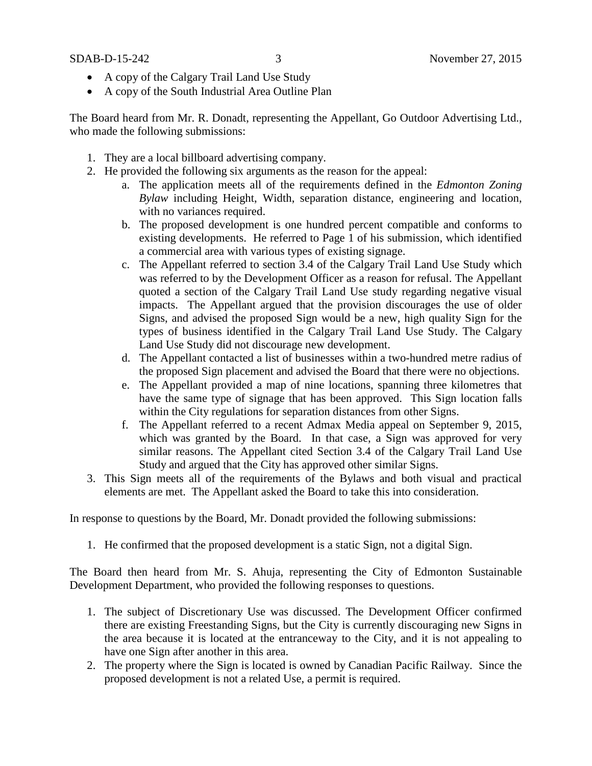- A copy of the Calgary Trail Land Use Study
- A copy of the South Industrial Area Outline Plan

The Board heard from Mr. R. Donadt, representing the Appellant, Go Outdoor Advertising Ltd., who made the following submissions:

1. They are a local billboard advertising company.
2. He provided the following six arguments as the reason for the appeal:
   a. The application meets all of the requirements defined in the *Edmonton Zoning Bylaw* including Height, Width, separation distance, engineering and location, with no variances required.
   b. The proposed development is one hundred percent compatible and conforms to existing developments. He referred to Page 1 of his submission, which identified a commercial area with various types of existing signage.
   c. The Appellant referred to section 3.4 of the Calgary Trail Land Use Study which was referred to by the Development Officer as a reason for refusal. The Appellant quoted a section of the Calgary Trail Land Use study regarding negative visual impacts. The Appellant argued that the provision discourages the use of older Signs, and advised the proposed Sign would be a new, high quality Sign for the types of business identified in the Calgary Trail Land Use Study. The Calgary Land Use Study did not discourage new development.
   d. The Appellant contacted a list of businesses within a two-hundred metre radius of the proposed Sign placement and advised the Board that there were no objections.
   e. The Appellant provided a map of nine locations, spanning three kilometres that have the same type of signage that has been approved. This Sign location falls within the City regulations for separation distances from other Signs.
   f. The Appellant referred to a recent Admax Media appeal on September 9, 2015, which was granted by the Board. In that case, a Sign was approved for very similar reasons. The Appellant cited Section 3.4 of the Calgary Trail Land Use Study and argued that the City has approved other similar Signs.
3. This Sign meets all of the requirements of the Bylaws and both visual and practical elements are met. The Appellant asked the Board to take this into consideration.

In response to questions by the Board, Mr. Donadt provided the following submissions:

1. He confirmed that the proposed development is a static Sign, not a digital Sign.

The Board then heard from Mr. S. Ahuja, representing the City of Edmonton Sustainable Development Department, who provided the following responses to questions.

1. The subject of Discretionary Use was discussed. The Development Officer confirmed there are existing Freestanding Signs, but the City is currently discouraging new Signs in the area because it is located at the entranceway to the City, and it is not appealing to have one Sign after another in this area.
2. The property where the Sign is located is owned by Canadian Pacific Railway. Since the proposed development is not a related Use, a permit is required.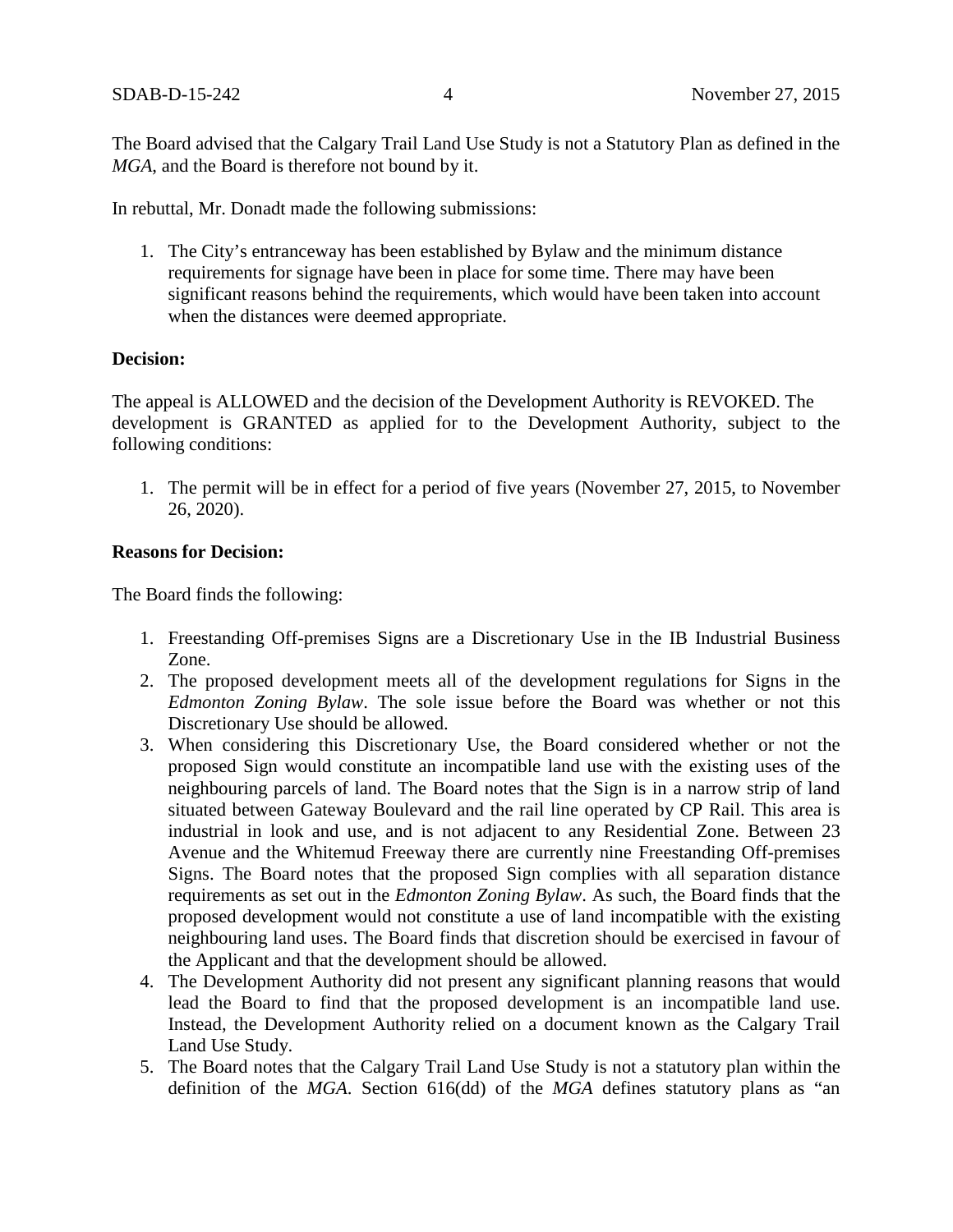The Board advised that the Calgary Trail Land Use Study is not a Statutory Plan as defined in the *MGA*, and the Board is therefore not bound by it.

In rebuttal, Mr. Donadt made the following submissions:

1. The City's entranceway has been established by Bylaw and the minimum distance requirements for signage have been in place for some time. There may have been significant reasons behind the requirements, which would have been taken into account when the distances were deemed appropriate.

**Decision:**

The appeal is ALLOWED and the decision of the Development Authority is REVOKED. The development is GRANTED as applied for to the Development Authority, subject to the following conditions:

1. The permit will be in effect for a period of five years (November 27, 2015, to November 26, 2020).

**Reasons for Decision:**

The Board finds the following:

1. Freestanding Off-premises Signs are a Discretionary Use in the IB Industrial Business Zone.
2. The proposed development meets all of the development regulations for Signs in the *Edmonton Zoning Bylaw*. The sole issue before the Board was whether or not this Discretionary Use should be allowed.
3. When considering this Discretionary Use, the Board considered whether or not the proposed Sign would constitute an incompatible land use with the existing uses of the neighbouring parcels of land. The Board notes that the Sign is in a narrow strip of land situated between Gateway Boulevard and the rail line operated by CP Rail. This area is industrial in look and use, and is not adjacent to any Residential Zone. Between 23 Avenue and the Whitemud Freeway there are currently nine Freestanding Off-premises Signs. The Board notes that the proposed Sign complies with all separation distance requirements as set out in the *Edmonton Zoning Bylaw*. As such, the Board finds that the proposed development would not constitute a use of land incompatible with the existing neighbouring land uses. The Board finds that discretion should be exercised in favour of the Applicant and that the development should be allowed.
4. The Development Authority did not present any significant planning reasons that would lead the Board to find that the proposed development is an incompatible land use. Instead, the Development Authority relied on a document known as the Calgary Trail Land Use Study.
5. The Board notes that the Calgary Trail Land Use Study is not a statutory plan within the definition of the *MGA*. Section 616(dd) of the *MGA* defines statutory plans as "an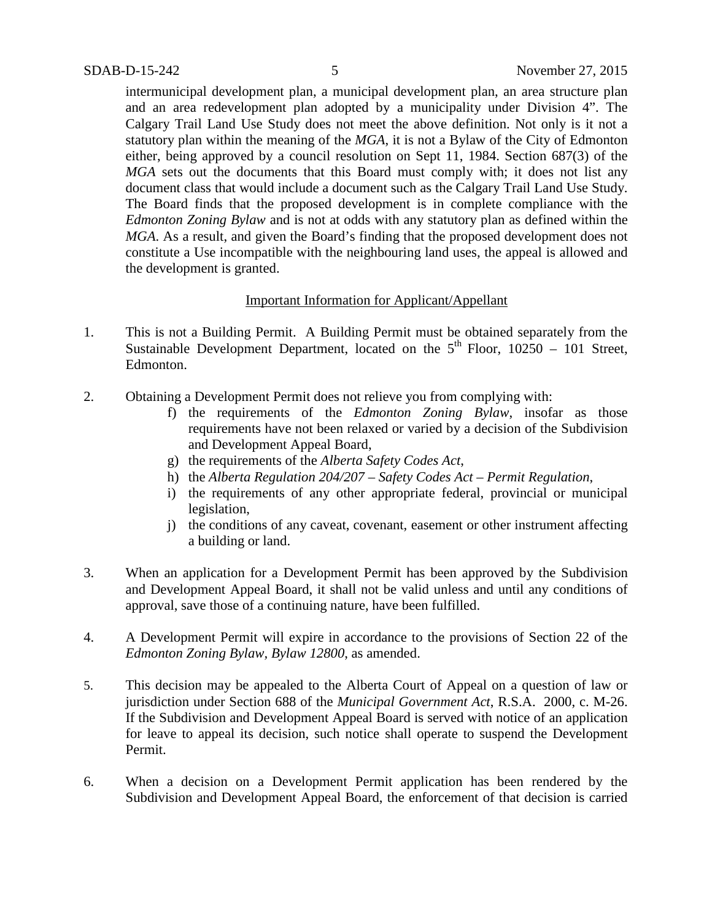intermunicipal development plan, a municipal development plan, an area structure plan and an area redevelopment plan adopted by a municipality under Division 4". The Calgary Trail Land Use Study does not meet the above definition. Not only is it not a statutory plan within the meaning of the *MGA*, it is not a Bylaw of the City of Edmonton either, being approved by a council resolution on Sept 11, 1984. Section 687(3) of the *MGA* sets out the documents that this Board must comply with; it does not list any document class that would include a document such as the Calgary Trail Land Use Study. The Board finds that the proposed development is in complete compliance with the *Edmonton Zoning Bylaw* and is not at odds with any statutory plan as defined within the *MGA*. As a result, and given the Board's finding that the proposed development does not constitute a Use incompatible with the neighbouring land uses, the appeal is allowed and the development is granted.

## Important Information for Applicant/Appellant

1. This is not a Building Permit. A Building Permit must be obtained separately from the Sustainable Development Department, located on the 5th Floor, 10250 – 101 Street, Edmonton.

2. Obtaining a Development Permit does not relieve you from complying with:
   - f) the requirements of the *Edmonton Zoning Bylaw*, insofar as those requirements have not been relaxed or varied by a decision of the Subdivision and Development Appeal Board,
   - g) the requirements of the *Alberta Safety Codes Act*,
   - h) the *Alberta Regulation 204/207 – Safety Codes Act – Permit Regulation*,
   - i) the requirements of any other appropriate federal, provincial or municipal legislation,
   - j) the conditions of any caveat, covenant, easement or other instrument affecting a building or land.

3. When an application for a Development Permit has been approved by the Subdivision and Development Appeal Board, it shall not be valid unless and until any conditions of approval, save those of a continuing nature, have been fulfilled.

4. A Development Permit will expire in accordance to the provisions of Section 22 of the *Edmonton Zoning Bylaw, Bylaw 12800*, as amended.

5. This decision may be appealed to the Alberta Court of Appeal on a question of law or jurisdiction under Section 688 of the *Municipal Government Act*, R.S.A. 2000, c. M-26. If the Subdivision and Development Appeal Board is served with notice of an application for leave to appeal its decision, such notice shall operate to suspend the Development Permit.

6. When a decision on a Development Permit application has been rendered by the Subdivision and Development Appeal Board, the enforcement of that decision is carried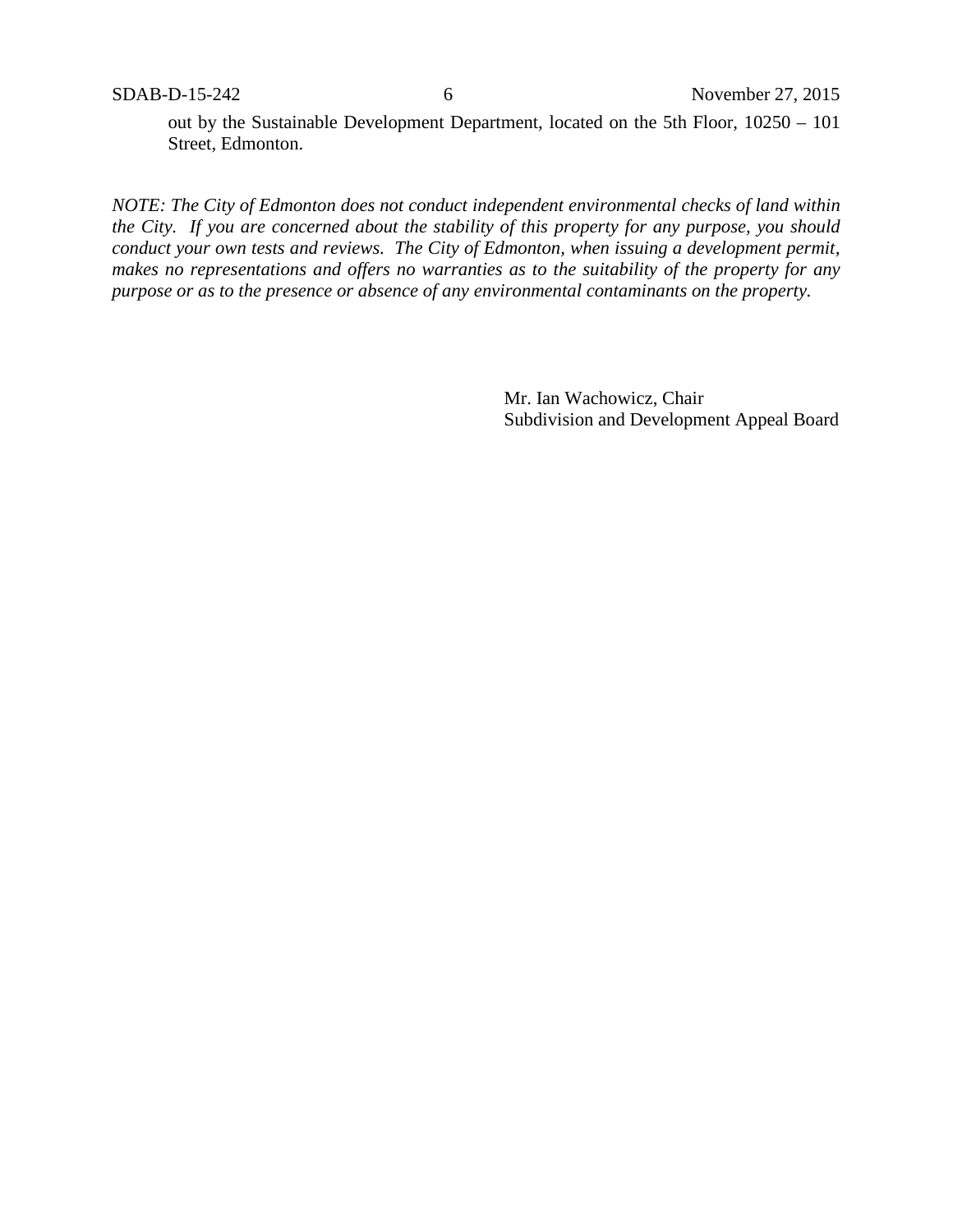out by the Sustainable Development Department, located on the 5th Floor, 10250 – 101 Street, Edmonton.

*NOTE: The City of Edmonton does not conduct independent environmental checks of land within the City. If you are concerned about the stability of this property for any purpose, you should conduct your own tests and reviews. The City of Edmonton, when issuing a development permit, makes no representations and offers no warranties as to the suitability of the property for any purpose or as to the presence or absence of any environmental contaminants on the property.*

Mr. Ian Wachowicz, Chair
Subdivision and Development Appeal Board